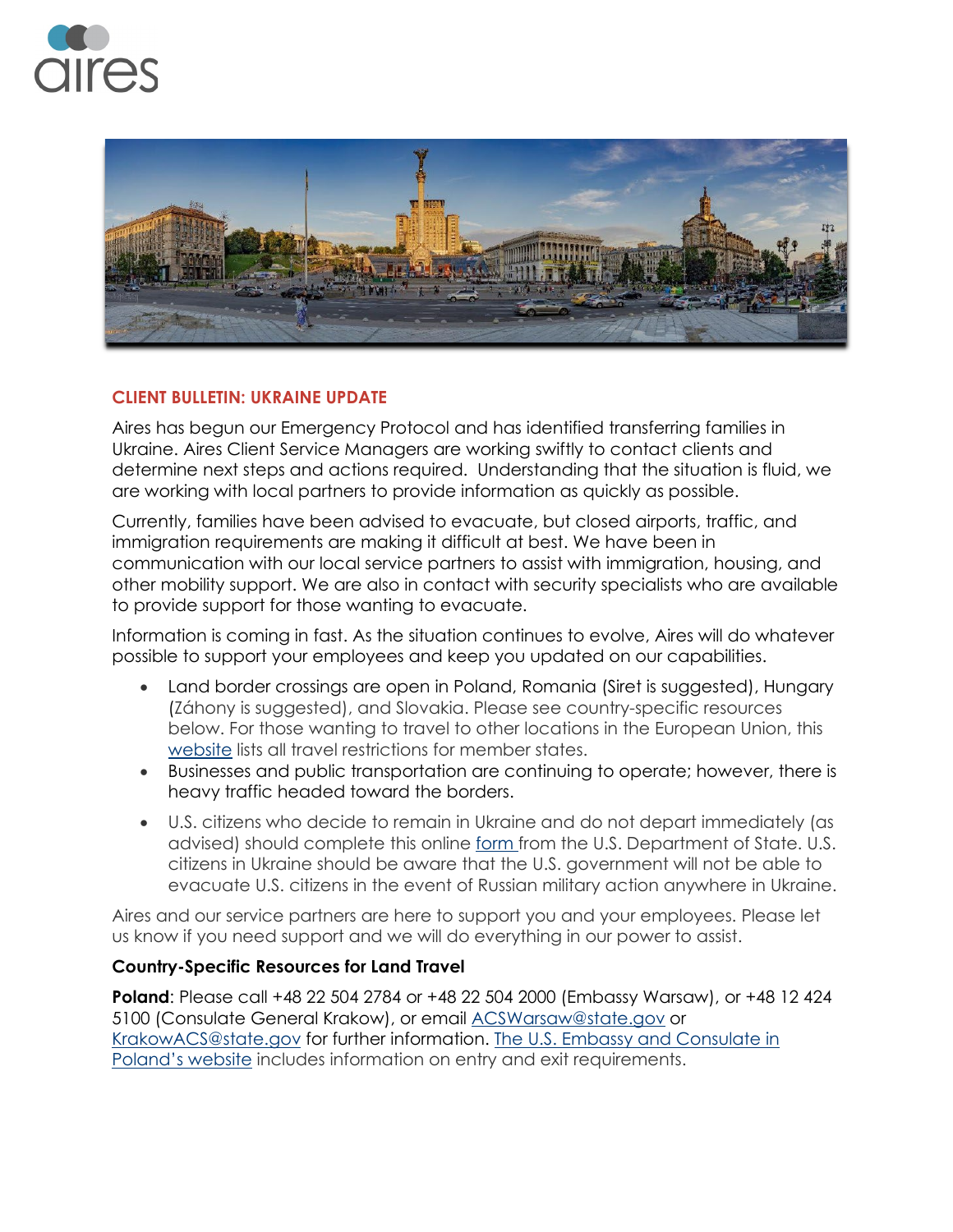## CLIENT BULLETIN: UKRAINE UPDATE

Aires has begun our Emergency Protocol and has identified transferring families in Ukraine. Aires Client Service Managers are working swiftly to contact clients and determine next steps and actions required. Understanding that the situation is fluid, we are working with local partners to provide information as quickly as possible.

Currently, families have been advised to evacuate, but closed airports, traffic, and immigration requirements are making it difficult at best. We have been in communication with our local service partners to assist with immigration, housing, and other mobility support. We are also in contact with security specialists who are available to provide support for those wanting to evacuate.

Information is coming in fast. As the situation continues to evolve, Aires will do whatever possible to support your employees and keep you updated on our capabilities.

- Land border crossings are open in Poland, Romania (Siret is suggested), Hungary (Záhony is suggested), and Slovakia. Please see country-specific resources below. For those wanting to travel to other locations in the European Union, this website lists all travel restrictions for member states.
- Businesses and public transportation are continuing to operate; however, there is heavy traffic headed toward the borders.
- U.S. citizens who decide to remain in Ukraine and do not depart immediately (as advised) should complete this online form from the U.S. Department of State. U.S. citizens in Ukraine should be aware that the U.S. government will not be able to evacuate U.S. citizens in the event of Russian military action anywhere in Ukraine.

Aires and our service partners are here to support you and your employees. Please let us know if you need support and we will do everything in our power to assist.

**Country-Specific Resources for Land Travel**

**Poland**: Please call +48 22 504 2784 or +48 22 504 2000 (Embassy Warsaw), or +48 12 424 5100 (Consulate General Krakow), or email ACSWarsaw@state.gov or KrakowACS@state.gov for further information. The U.S. Embassy and Consulate in Poland's website includes information on entry and exit requirements.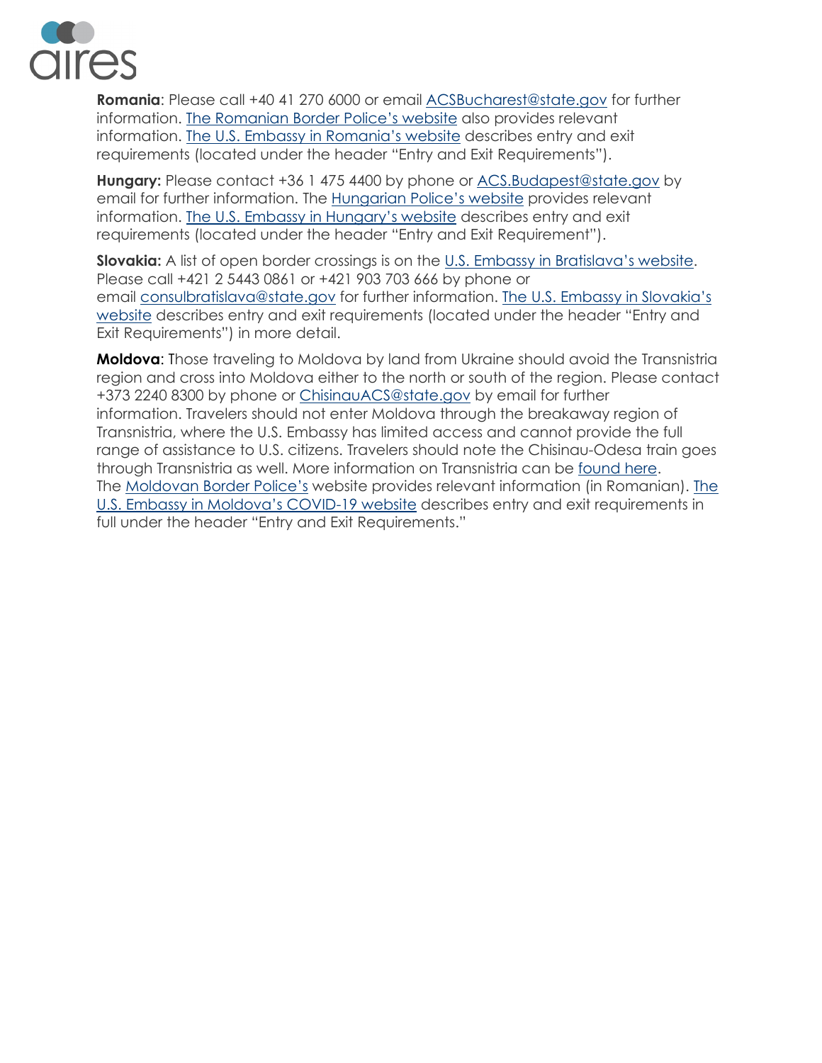**Romania**: Please call +40 41 270 6000 or email ACSBucharest@state.gov for further information. The Romanian Border Police's website also provides relevant information. The U.S. Embassy in Romania's website describes entry and exit requirements (located under the header "Entry and Exit Requirements").

**Hungary:** Please contact +36 1 475 4400 by phone or ACS.Budapest@state.gov by email for further information. The Hungarian Police's website provides relevant information. The U.S. Embassy in Hungary's website describes entry and exit requirements (located under the header "Entry and Exit Requirement").

**Slovakia:** A list of open border crossings is on the U.S. Embassy in Bratislava's website. Please call +421 2 5443 0861 or +421 903 703 666 by phone or email consulbratislava@state.gov for further information. The U.S. Embassy in Slovakia's website describes entry and exit requirements (located under the header "Entry and Exit Requirements") in more detail.

**Moldova**: Those traveling to Moldova by land from Ukraine should avoid the Transnistria region and cross into Moldova either to the north or south of the region. Please contact +373 2240 8300 by phone or ChisinauACS@state.gov by email for further information. Travelers should not enter Moldova through the breakaway region of Transnistria, where the U.S. Embassy has limited access and cannot provide the full range of assistance to U.S. citizens. Travelers should note the Chisinau-Odesa train goes through Transnistria as well. More information on Transnistria can be found here. The Moldovan Border Police's website provides relevant information (in Romanian). The U.S. Embassy in Moldova's COVID-19 website describes entry and exit requirements in full under the header "Entry and Exit Requirements."